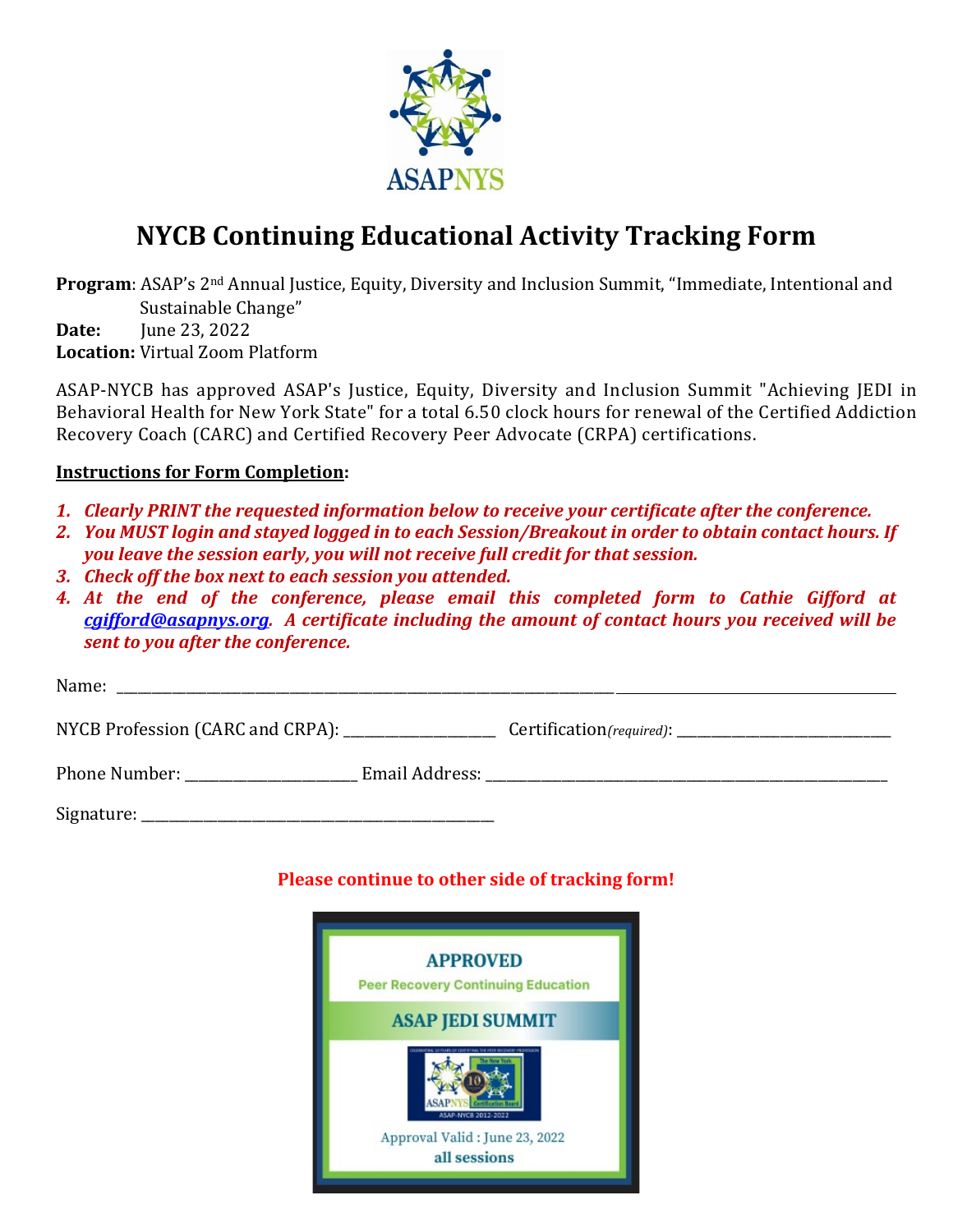# NYCB Continuing Educational Activity Tracking Form

**Program**: ASAP's 2nd Annual Justice, Equity, Diversity and Inclusion Summit, "Immediate, Intentional and Sustainable Change"
**Date:** June 23, 2022
**Location:** Virtual Zoom Platform

ASAP-NYCB has approved ASAP's Justice, Equity, Diversity and Inclusion Summit "Achieving JEDI in Behavioral Health for New York State" for a total 6.50 clock hours for renewal of the Certified Addiction Recovery Coach (CARC) and Certified Recovery Peer Advocate (CRPA) certifications.

**Instructions for Form Completion:**

1. ***Clearly PRINT the requested information below to receive your certificate after the conference.***
2. ***You MUST login and stayed logged in to each Session/Breakout in order to obtain contact hours. If you leave the session early, you will not receive full credit for that session.***
3. ***Check off the box next to each session you attended.***
4. ***At the end of the conference, please email this completed form to Cathie Gifford at cgifford@asapnys.org. A certificate including the amount of contact hours you received will be sent to you after the conference.***

Name: ______________________________________________________________________

NYCB Profession (CARC and CRPA): ____________________ Certification*(required)*: ____________________________

Phone Number: ______________________ Email Address: _______________________________________________

Signature: _____________________________________________

**Please continue to other side of tracking form!**

APPROVED
Peer Recovery Continuing Education
ASAP JEDI SUMMIT
Approval Valid : June 23, 2022
all sessions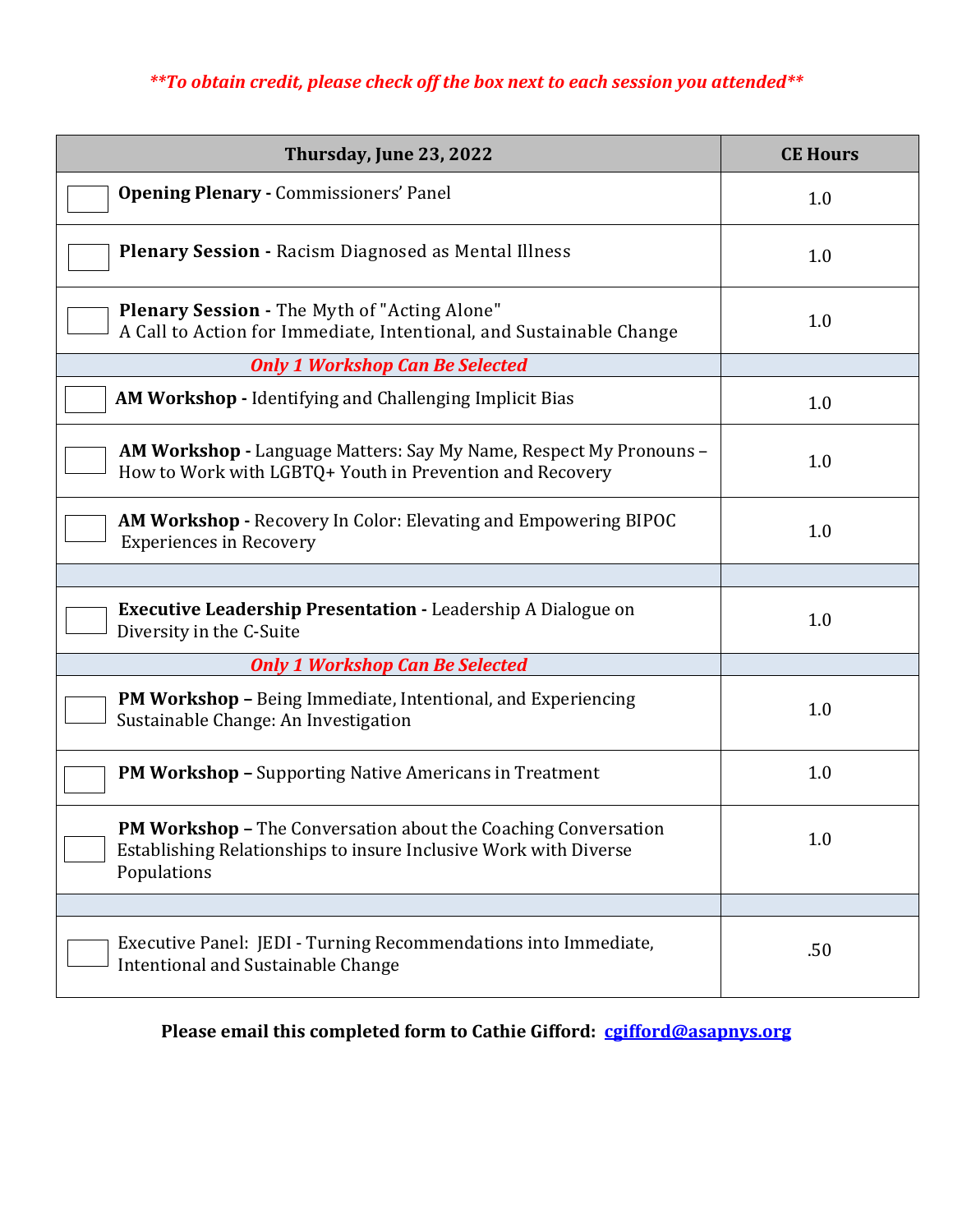***\*\*To obtain credit, please check off the box next to each session you attended\*\****

| Thursday, June 23, 2022 | CE Hours |
|---|---|
| ☐ **Opening Plenary -** Commissioners' Panel | 1.0 |
| ☐ **Plenary Session -** Racism Diagnosed as Mental Illness | 1.0 |
| ☐ **Plenary Session -** The Myth of "Acting Alone" A Call to Action for Immediate, Intentional, and Sustainable Change | 1.0 |
| ***Only 1 Workshop Can Be Selected*** | |
| ☐ **AM Workshop -** Identifying and Challenging Implicit Bias | 1.0 |
| ☐ **AM Workshop -** Language Matters: Say My Name, Respect My Pronouns – How to Work with LGBTQ+ Youth in Prevention and Recovery | 1.0 |
| ☐ **AM Workshop -** Recovery In Color: Elevating and Empowering BIPOC Experiences in Recovery | 1.0 |
| | |
| ☐ **Executive Leadership Presentation -** Leadership A Dialogue on Diversity in the C-Suite | 1.0 |
| ***Only 1 Workshop Can Be Selected*** | |
| ☐ **PM Workshop –** Being Immediate, Intentional, and Experiencing Sustainable Change: An Investigation | 1.0 |
| ☐ **PM Workshop –** Supporting Native Americans in Treatment | 1.0 |
| ☐ **PM Workshop –** The Conversation about the Coaching Conversation Establishing Relationships to insure Inclusive Work with Diverse Populations | 1.0 |
| | |
| ☐ Executive Panel: JEDI - Turning Recommendations into Immediate, Intentional and Sustainable Change | .50 |

**Please email this completed form to Cathie Gifford: cgifford@asapnys.org**